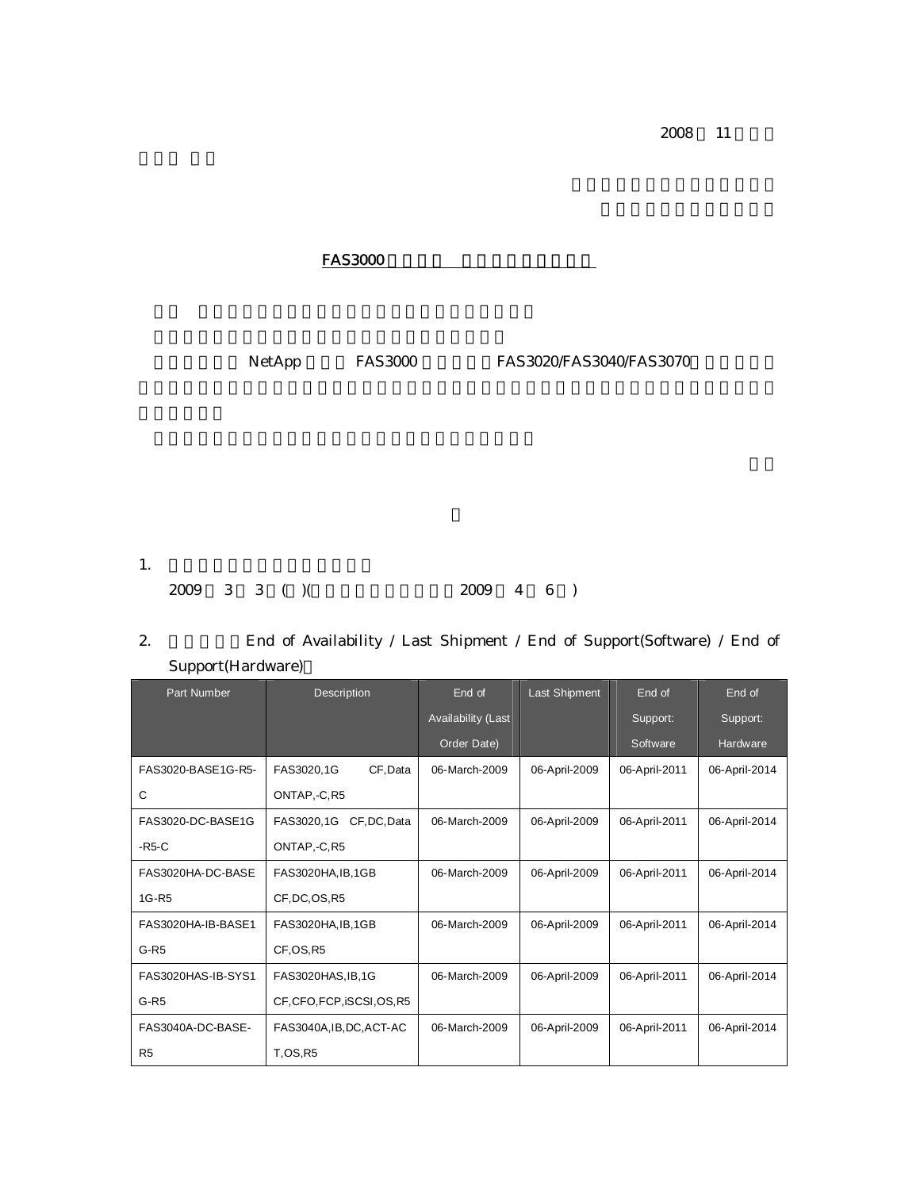2008 11

FAS3000

NetApp FAS3000 FAS3020/FAS3040/FAS3070

1.

2009 3 3 ( )( 2009 4 6 )

2. End of Availability / Last Shipment / End of Support(Software) / End of Support(Hardware)

| Part Number | Description | End of Availability (Last Order Date) | Last Shipment | End of Support: Software | End of Support: Hardware |
|---|---|---|---|---|---|
| FAS3020-BASE1G-R5-C | FAS3020,1G CF,Data ONTAP,-C,R5 | 06-March-2009 | 06-April-2009 | 06-April-2011 | 06-April-2014 |
| FAS3020-DC-BASE1G-R5-C | FAS3020,1G CF,DC,Data ONTAP,-C,R5 | 06-March-2009 | 06-April-2009 | 06-April-2011 | 06-April-2014 |
| FAS3020HA-DC-BASE1G-R5 | FAS3020HA,IB,1GB CF,DC,OS,R5 | 06-March-2009 | 06-April-2009 | 06-April-2011 | 06-April-2014 |
| FAS3020HA-IB-BASE1G-R5 | FAS3020HA,IB,1GB CF,OS,R5 | 06-March-2009 | 06-April-2009 | 06-April-2011 | 06-April-2014 |
| FAS3020HAS-IB-SYS1G-R5 | FAS3020HAS,IB,1G CF,CFO,FCP,iSCSI,OS,R5 | 06-March-2009 | 06-April-2009 | 06-April-2011 | 06-April-2014 |
| FAS3040A-DC-BASE-R5 | FAS3040A,IB,DC,ACT-ACT,OS,R5 | 06-March-2009 | 06-April-2009 | 06-April-2011 | 06-April-2014 |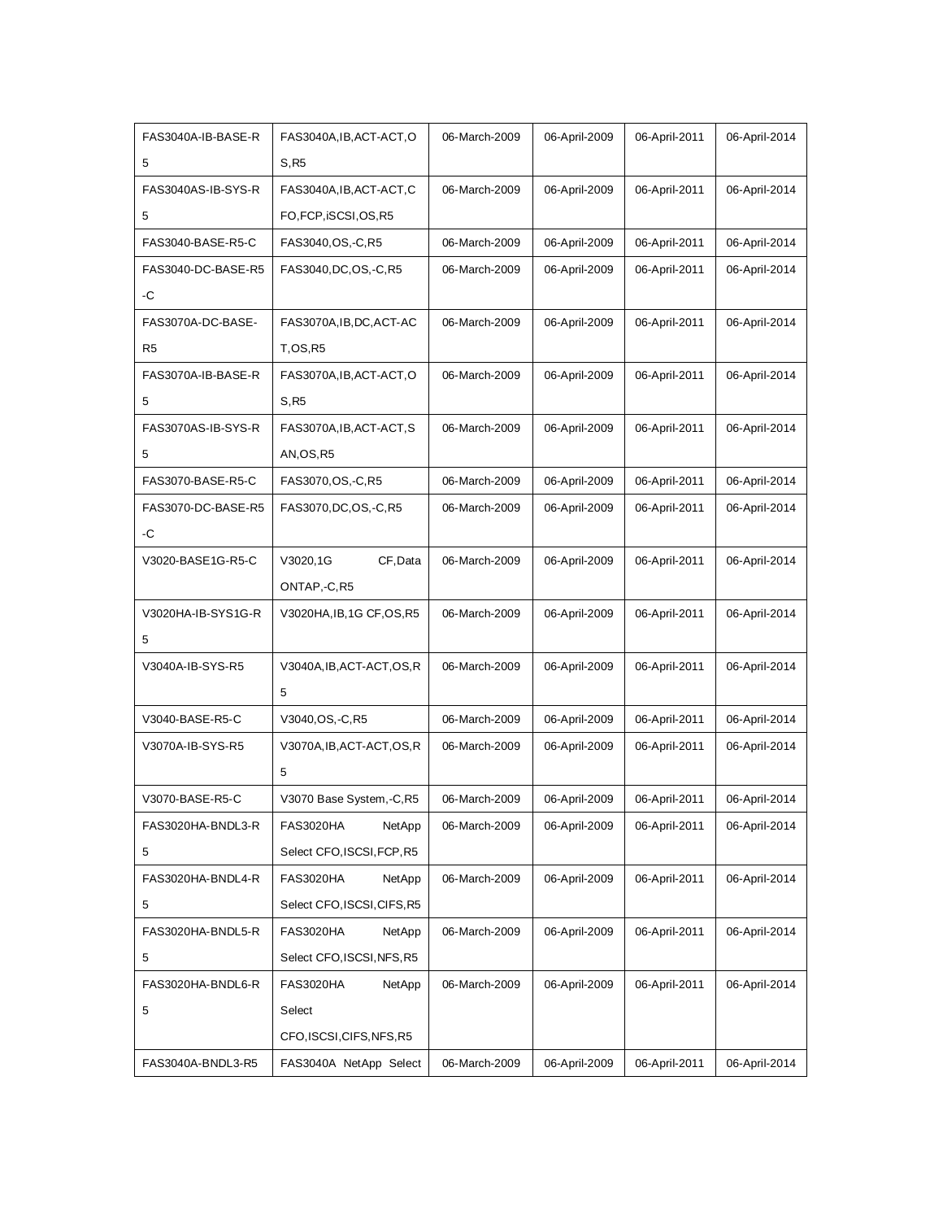| FAS3040A-IB-BASE-R5 | FAS3040A,IB,ACT-ACT,OS,R5 | 06-March-2009 | 06-April-2009 | 06-April-2011 | 06-April-2014 |
|---|---|---|---|---|---|
| FAS3040AS-IB-SYS-R5 | FAS3040A,IB,ACT-ACT,CFO,FCP,iSCSI,OS,R5 | 06-March-2009 | 06-April-2009 | 06-April-2011 | 06-April-2014 |
| FAS3040-BASE-R5-C | FAS3040,OS,-C,R5 | 06-March-2009 | 06-April-2009 | 06-April-2011 | 06-April-2014 |
| FAS3040-DC-BASE-R5-C | FAS3040,DC,OS,-C,R5 | 06-March-2009 | 06-April-2009 | 06-April-2011 | 06-April-2014 |
| FAS3070A-DC-BASE-R5 | FAS3070A,IB,DC,ACT-ACT,OS,R5 | 06-March-2009 | 06-April-2009 | 06-April-2011 | 06-April-2014 |
| FAS3070A-IB-BASE-R5 | FAS3070A,IB,ACT-ACT,OS,R5 | 06-March-2009 | 06-April-2009 | 06-April-2011 | 06-April-2014 |
| FAS3070AS-IB-SYS-R5 | FAS3070A,IB,ACT-ACT,SAN,OS,R5 | 06-March-2009 | 06-April-2009 | 06-April-2011 | 06-April-2014 |
| FAS3070-BASE-R5-C | FAS3070,OS,-C,R5 | 06-March-2009 | 06-April-2009 | 06-April-2011 | 06-April-2014 |
| FAS3070-DC-BASE-R5-C | FAS3070,DC,OS,-C,R5 | 06-March-2009 | 06-April-2009 | 06-April-2011 | 06-April-2014 |
| V3020-BASE1G-R5-C | V3020,1G CF,Data ONTAP,-C,R5 | 06-March-2009 | 06-April-2009 | 06-April-2011 | 06-April-2014 |
| V3020HA-IB-SYS1G-R5 | V3020HA,IB,1G CF,OS,R5 | 06-March-2009 | 06-April-2009 | 06-April-2011 | 06-April-2014 |
| V3040A-IB-SYS-R5 | V3040A,IB,ACT-ACT,OS,R5 | 06-March-2009 | 06-April-2009 | 06-April-2011 | 06-April-2014 |
| V3040-BASE-R5-C | V3040,OS,-C,R5 | 06-March-2009 | 06-April-2009 | 06-April-2011 | 06-April-2014 |
| V3070A-IB-SYS-R5 | V3070A,IB,ACT-ACT,OS,R5 | 06-March-2009 | 06-April-2009 | 06-April-2011 | 06-April-2014 |
| V3070-BASE-R5-C | V3070 Base System,-C,R5 | 06-March-2009 | 06-April-2009 | 06-April-2011 | 06-April-2014 |
| FAS3020HA-BNDL3-R5 | FAS3020HA NetApp Select CFO,ISCSI,FCP,R5 | 06-March-2009 | 06-April-2009 | 06-April-2011 | 06-April-2014 |
| FAS3020HA-BNDL4-R5 | FAS3020HA NetApp Select CFO,ISCSI,CIFS,R5 | 06-March-2009 | 06-April-2009 | 06-April-2011 | 06-April-2014 |
| FAS3020HA-BNDL5-R5 | FAS3020HA NetApp Select CFO,ISCSI,NFS,R5 | 06-March-2009 | 06-April-2009 | 06-April-2011 | 06-April-2014 |
| FAS3020HA-BNDL6-R5 | FAS3020HA NetApp Select CFO,ISCSI,CIFS,NFS,R5 | 06-March-2009 | 06-April-2009 | 06-April-2011 | 06-April-2014 |
| FAS3040A-BNDL3-R5 | FAS3040A NetApp Select | 06-March-2009 | 06-April-2009 | 06-April-2011 | 06-April-2014 |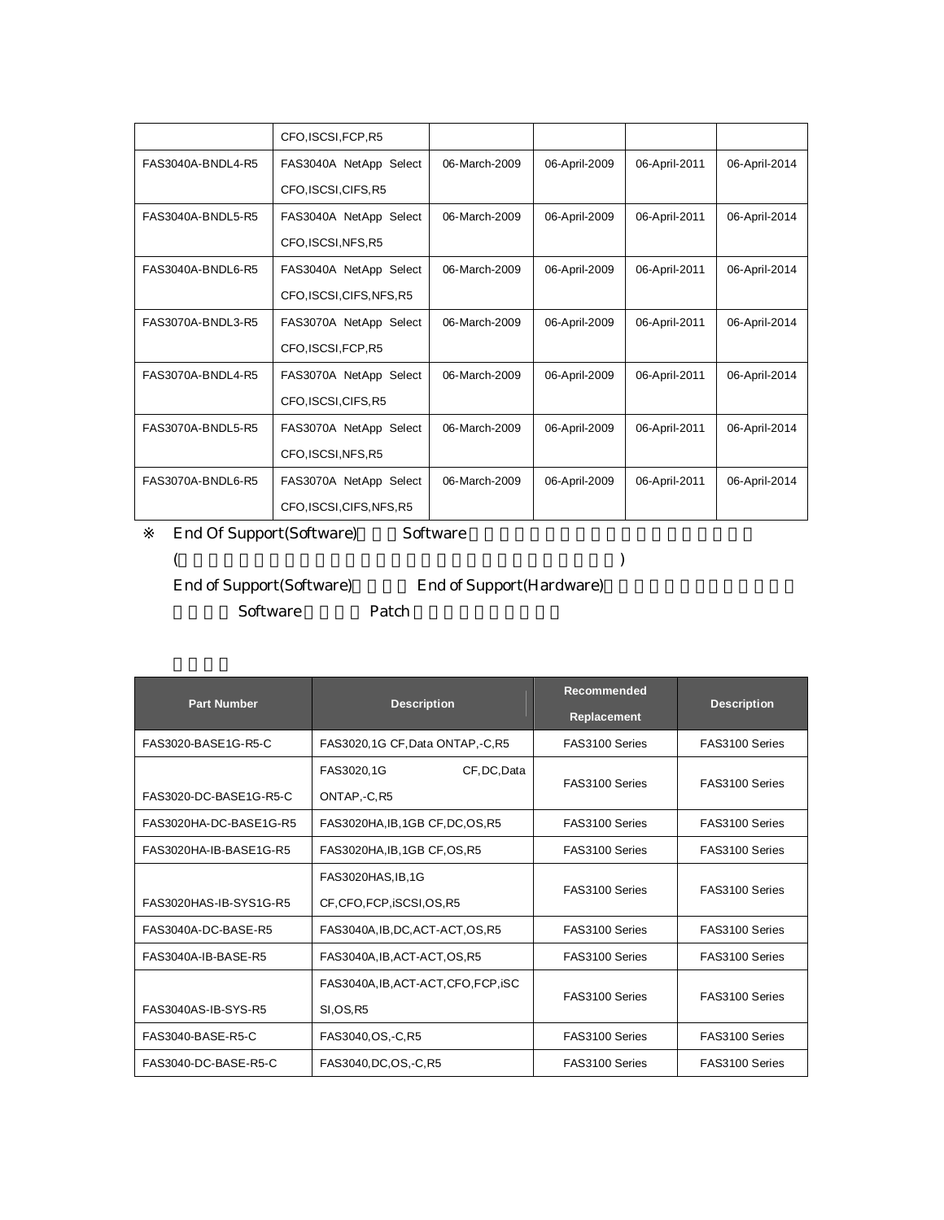| | | | | | |
|---|---|---|---|---|---|
| | CFO,ISCSI,FCP,R5 | | | | |
| FAS3040A-BNDL4-R5 | FAS3040A NetApp Select CFO,ISCSI,CIFS,R5 | 06-March-2009 | 06-April-2009 | 06-April-2011 | 06-April-2014 |
| FAS3040A-BNDL5-R5 | FAS3040A NetApp Select CFO,ISCSI,NFS,R5 | 06-March-2009 | 06-April-2009 | 06-April-2011 | 06-April-2014 |
| FAS3040A-BNDL6-R5 | FAS3040A NetApp Select CFO,ISCSI,CIFS,NFS,R5 | 06-March-2009 | 06-April-2009 | 06-April-2011 | 06-April-2014 |
| FAS3070A-BNDL3-R5 | FAS3070A NetApp Select CFO,ISCSI,FCP,R5 | 06-March-2009 | 06-April-2009 | 06-April-2011 | 06-April-2014 |
| FAS3070A-BNDL4-R5 | FAS3070A NetApp Select CFO,ISCSI,CIFS,R5 | 06-March-2009 | 06-April-2009 | 06-April-2011 | 06-April-2014 |
| FAS3070A-BNDL5-R5 | FAS3070A NetApp Select CFO,ISCSI,NFS,R5 | 06-March-2009 | 06-April-2009 | 06-April-2011 | 06-April-2014 |
| FAS3070A-BNDL6-R5 | FAS3070A NetApp Select CFO,ISCSI,CIFS,NFS,R5 | 06-March-2009 | 06-April-2009 | 06-April-2011 | 06-April-2014 |

※ End Of Support(Software) Software
( )
End of Support(Software) End of Support(Hardware)
Software Patch

| Part Number | Description | Recommended Replacement | Description |
|---|---|---|---|
| FAS3020-BASE1G-R5-C | FAS3020,1G CF,Data ONTAP,-C,R5 | FAS3100 Series | FAS3100 Series |
| FAS3020-DC-BASE1G-R5-C | FAS3020,1G CF,DC,Data ONTAP,-C,R5 | FAS3100 Series | FAS3100 Series |
| FAS3020HA-DC-BASE1G-R5 | FAS3020HA,IB,1GB CF,DC,OS,R5 | FAS3100 Series | FAS3100 Series |
| FAS3020HA-IB-BASE1G-R5 | FAS3020HA,IB,1GB CF,OS,R5 | FAS3100 Series | FAS3100 Series |
| FAS3020HAS-IB-SYS1G-R5 | FAS3020HAS,IB,1G CF,CFO,FCP,iSCSI,OS,R5 | FAS3100 Series | FAS3100 Series |
| FAS3040A-DC-BASE-R5 | FAS3040A,IB,DC,ACT-ACT,OS,R5 | FAS3100 Series | FAS3100 Series |
| FAS3040A-IB-BASE-R5 | FAS3040A,IB,ACT-ACT,OS,R5 | FAS3100 Series | FAS3100 Series |
| FAS3040AS-IB-SYS-R5 | FAS3040A,IB,ACT-ACT,CFO,FCP,iSCSI,OS,R5 | FAS3100 Series | FAS3100 Series |
| FAS3040-BASE-R5-C | FAS3040,OS,-C,R5 | FAS3100 Series | FAS3100 Series |
| FAS3040-DC-BASE-R5-C | FAS3040,DC,OS,-C,R5 | FAS3100 Series | FAS3100 Series |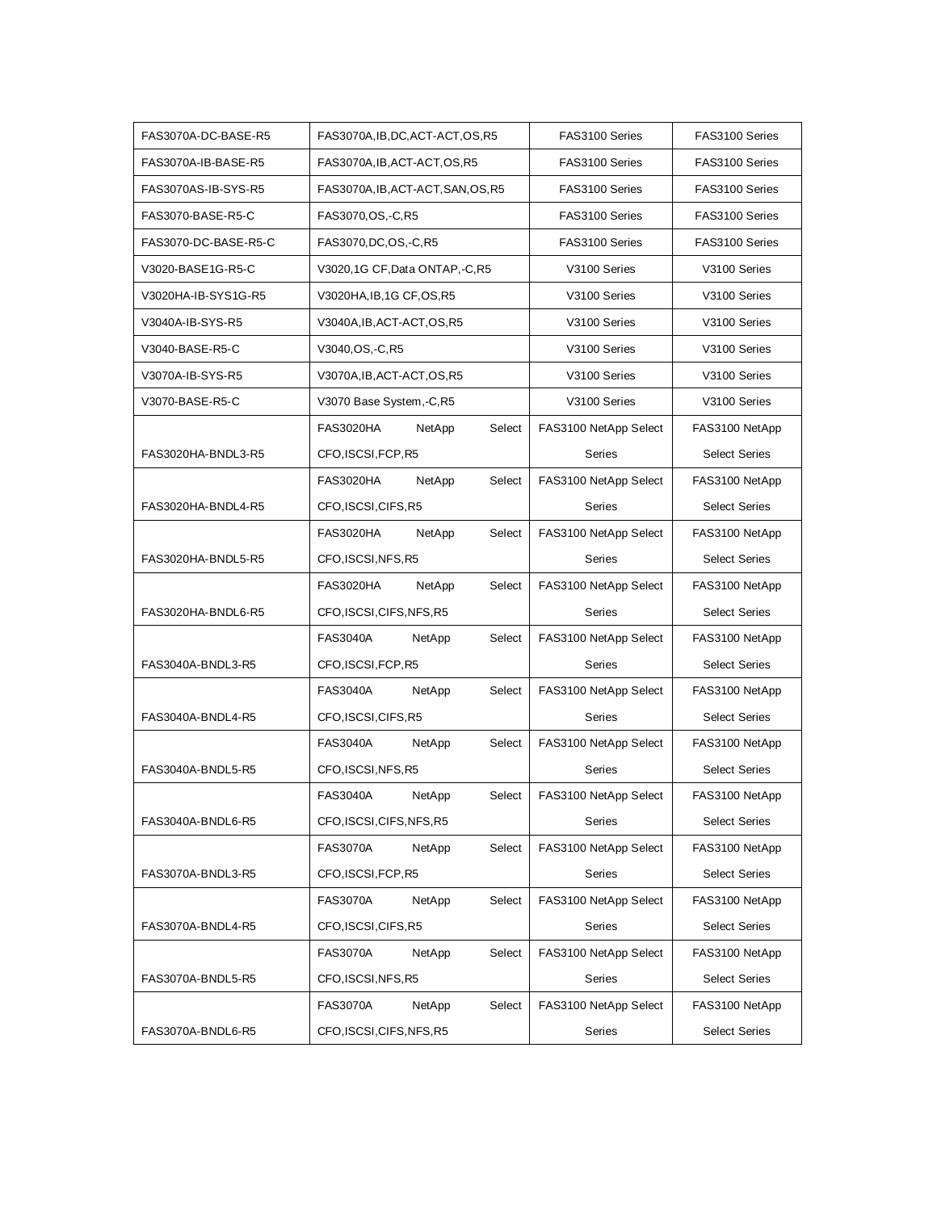| | | | |
|---|---|---|---|
| FAS3070A-DC-BASE-R5 | FAS3070A,IB,DC,ACT-ACT,OS,R5 | FAS3100 Series | FAS3100 Series |
| FAS3070A-IB-BASE-R5 | FAS3070A,IB,ACT-ACT,OS,R5 | FAS3100 Series | FAS3100 Series |
| FAS3070AS-IB-SYS-R5 | FAS3070A,IB,ACT-ACT,SAN,OS,R5 | FAS3100 Series | FAS3100 Series |
| FAS3070-BASE-R5-C | FAS3070,OS,-C,R5 | FAS3100 Series | FAS3100 Series |
| FAS3070-DC-BASE-R5-C | FAS3070,DC,OS,-C,R5 | FAS3100 Series | FAS3100 Series |
| V3020-BASE1G-R5-C | V3020,1G CF,Data ONTAP,-C,R5 | V3100 Series | V3100 Series |
| V3020HA-IB-SYS1G-R5 | V3020HA,IB,1G CF,OS,R5 | V3100 Series | V3100 Series |
| V3040A-IB-SYS-R5 | V3040A,IB,ACT-ACT,OS,R5 | V3100 Series | V3100 Series |
| V3040-BASE-R5-C | V3040,OS,-C,R5 | V3100 Series | V3100 Series |
| V3070A-IB-SYS-R5 | V3070A,IB,ACT-ACT,OS,R5 | V3100 Series | V3100 Series |
| V3070-BASE-R5-C | V3070 Base System,-C,R5 | V3100 Series | V3100 Series |
| FAS3020HA-BNDL3-R5 | FAS3020HA NetApp Select CFO,ISCSI,FCP,R5 | FAS3100 NetApp Select Series | FAS3100 NetApp Select Series |
| FAS3020HA-BNDL4-R5 | FAS3020HA NetApp Select CFO,ISCSI,CIFS,R5 | FAS3100 NetApp Select Series | FAS3100 NetApp Select Series |
| FAS3020HA-BNDL5-R5 | FAS3020HA NetApp Select CFO,ISCSI,NFS,R5 | FAS3100 NetApp Select Series | FAS3100 NetApp Select Series |
| FAS3020HA-BNDL6-R5 | FAS3020HA NetApp Select CFO,ISCSI,CIFS,NFS,R5 | FAS3100 NetApp Select Series | FAS3100 NetApp Select Series |
| FAS3040A-BNDL3-R5 | FAS3040A NetApp Select CFO,ISCSI,FCP,R5 | FAS3100 NetApp Select Series | FAS3100 NetApp Select Series |
| FAS3040A-BNDL4-R5 | FAS3040A NetApp Select CFO,ISCSI,CIFS,R5 | FAS3100 NetApp Select Series | FAS3100 NetApp Select Series |
| FAS3040A-BNDL5-R5 | FAS3040A NetApp Select CFO,ISCSI,NFS,R5 | FAS3100 NetApp Select Series | FAS3100 NetApp Select Series |
| FAS3040A-BNDL6-R5 | FAS3040A NetApp Select CFO,ISCSI,CIFS,NFS,R5 | FAS3100 NetApp Select Series | FAS3100 NetApp Select Series |
| FAS3070A-BNDL3-R5 | FAS3070A NetApp Select CFO,ISCSI,FCP,R5 | FAS3100 NetApp Select Series | FAS3100 NetApp Select Series |
| FAS3070A-BNDL4-R5 | FAS3070A NetApp Select CFO,ISCSI,CIFS,R5 | FAS3100 NetApp Select Series | FAS3100 NetApp Select Series |
| FAS3070A-BNDL5-R5 | FAS3070A NetApp Select CFO,ISCSI,NFS,R5 | FAS3100 NetApp Select Series | FAS3100 NetApp Select Series |
| FAS3070A-BNDL6-R5 | FAS3070A NetApp Select CFO,ISCSI,CIFS,NFS,R5 | FAS3100 NetApp Select Series | FAS3100 NetApp Select Series |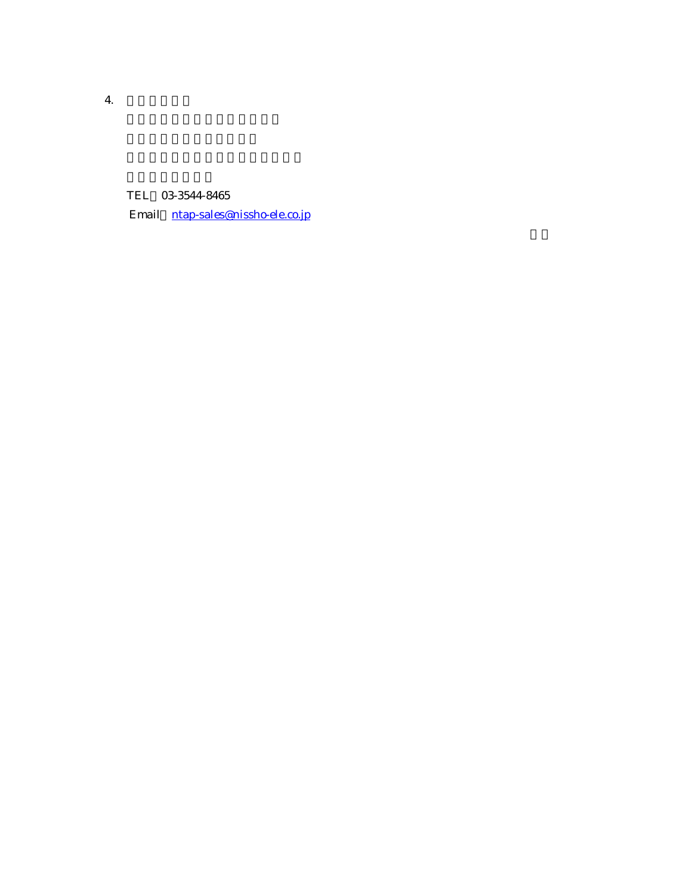4.

TEL　03-3544-8465

Email　ntap-sales@nissho-ele.co.jp